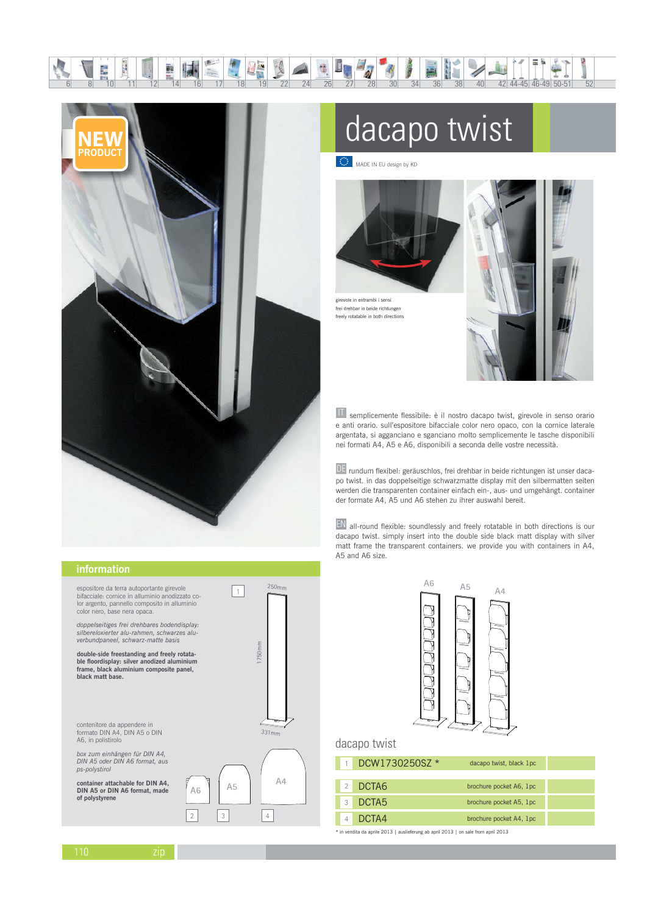NEW PRODUCT

# dacapo twist

MADE IN EU design by KD

girevole in entrambi i sensi
frei drehbar in beide richtungen
freely rotatable in both directions

IT semplicemente flessibile: è il nostro dacapo twist, girevole in senso orario e anti orario. sull'espositore bifacciale color nero opaco, con la cornice laterale argentata, si agganciano e sganciano molto semplicemente le tasche disponibili nei formati A4, A5 e A6, disponibili a seconda delle vostre necessità.

DE rundum flexibel: geräuschlos, frei drehbar in beide richtungen ist unser dacapo twist. in das doppelseitige schwarzmatte display mit den silbermatten seiten werden die transparenten container einfach ein-, aus- und umgehängt. container der formate A4, A5 und A6 stehen zu ihrer auswahl bereit.

EN all-round flexible: soundlessly and freely rotatable in both directions is our dacapo twist. simply insert into the double side black matt display with silver matt frame the transparent containers. we provide you with containers in A4, A5 and A6 size.

## information

espositore da terra autoportante girevole bifacciale: cornice in alluminio anodizzato color argento, pannello composito in alluminio color nero, base nera opaca.

*doppelseitiges frei drehbares bodendisplay: silbereloxierter alu-rahmen, schwarzes aluverbundpaneel, schwarz-matte basis*

**double-side freestanding and freely rotatable floordisplay: silver anodized aluminium frame, black aluminium composite panel, black matt base.**

1 — 250mm — 1750mm — 331mm

contenitore da appendere in formato DIN A4, DIN A5 o DIN A6, in polistirolo

*box zum einhängen für DIN A4, DIN A5 oder DIN A6 format, aus ps-polystirol*

**container attachable for DIN A4, DIN A5 or DIN A6 format, made of polystyrene**

A6 (2) — A5 (3) — A4 (4)

## dacapo twist

| | | | |
|---|---|---|---|
| 1 | DCW1730250SZ * | dacapo twist, black 1pc | |
| 2 | DCTA6 | brochure pocket A6, 1pc | |
| 3 | DCTA5 | brochure pocket A5, 1pc | |
| 4 | DCTA4 | brochure pocket A4, 1pc | |

* in vendita da aprile 2013 | auslieferung ab april 2013 | on sale from april 2013

zip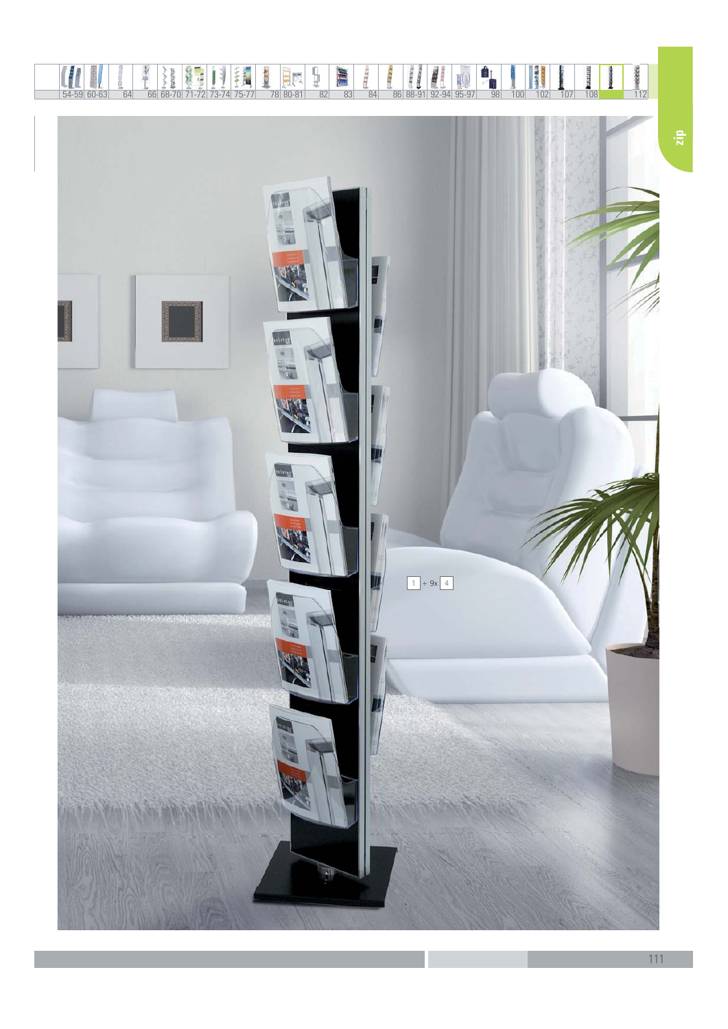| | | | | | | | | | | | | | | | | | | | | | | | |
|---|---|---|---|---|---|---|---|---|---|---|---|---|---|---|---|---|---|---|---|---|---|---|---|
| 54-59 | 60-63 | 64 | 66 | 68-70 | 71-72 | 73-74 | 75-77 | 78 | 80-81 | 82 | 83 | 84 | 86 | 88-91 | 92-94 | 95-97 | 98 | 100 | 102 | 107 | 108 | | 112 |

zip

1 + 9x 4